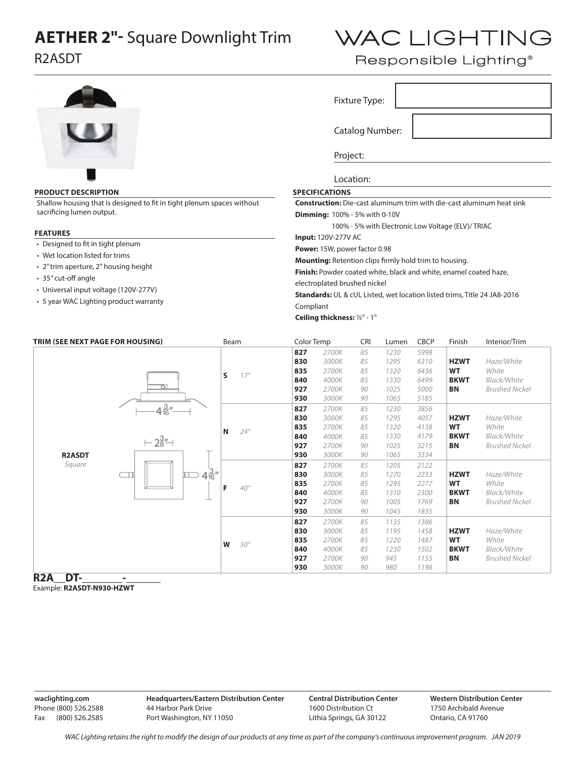# AETHER 2"- Square Downlight Trim

R2ASDT

WAC LIGHTING

Responsible Lighting®

Fixture Type:

Catalog Number:

Project:

Location:

## PRODUCT DESCRIPTION

Shallow housing that is designed to fit in tight plenum spaces without sacrificing lumen output.

## FEATURES

- Designed to fit in tight plenum
- Wet location listed for trims
- 2" trim aperture, 2" housing height
- 35° cut-off angle
- Universal input voltage (120V-277V)
- 5 year WAC Lighting product warranty

## SPECIFICATIONS

**Construction:** Die-cast aluminum trim with die-cast aluminum heat sink

**Dimming:** 100% - 5% with 0-10V
100% - 5% with Electronic Low Voltage (ELV)/ TRIAC

**Input:** 120V-277V AC

**Power:** 15W, power factor 0.98

**Mounting:** Retention clips firmly hold trim to housing.

**Finish:** Powder coated white, black and white, enamel coated haze, electroplated brushed nickel

**Standards:** UL & cUL Listed, wet location listed trims, Title 24 JA8-2016 Compliant

**Ceiling thickness:** ½" - 1"

| TRIM (SEE NEXT PAGE FOR HOUSING) | Beam | | Color Temp | | CRI | Lumen | CBCP | Finish | Interior/Trim |
|---|---|---|---|---|---|---|---|---|---|
| **R2ASDT** *Square* (4 3/16", 2 3/8", 4 3/16") | **S** | *17°* | **827** | *2700K* | *85* | *1230* | *5998* | | |
| | | | **830** | *3000K* | *85* | *1295* | *6310* | **HZWT** | *Haze/White* |
| | | | **835** | *2700K* | *85* | *1320* | *6436* | **WT** | *White* |
| | | | **840** | *4000K* | *85* | *1330* | *6499* | **BKWT** | *Black/White* |
| | | | **927** | *2700K* | *90* | *1025* | *5000* | **BN** | *Brushed Nickel* |
| | | | **930** | *3000K* | *90* | *1065* | *5185* | | |
| | **N** | *24°* | **827** | *2700K* | *85* | *1230* | *3856* | | |
| | | | **830** | *3000K* | *85* | *1295* | *4057* | **HZWT** | *Haze/White* |
| | | | **835** | *2700K* | *85* | *1320* | *4138* | **WT** | *White* |
| | | | **840** | *4000K* | *85* | *1330* | *4179* | **BKWT** | *Black/White* |
| | | | **927** | *2700K* | *90* | *1025* | *3215* | **BN** | *Brushed Nickel* |
| | | | **930** | *3000K* | *90* | *1065* | *3334* | | |
| | **F** | *40°* | **827** | *2700K* | *85* | *1205* | *2122* | | |
| | | | **830** | *3000K* | *85* | *1270* | *2233* | **HZWT** | *Haze/White* |
| | | | **835** | *2700K* | *85* | *1295* | *2277* | **WT** | *White* |
| | | | **840** | *4000K* | *85* | *1310* | *2300* | **BKWT** | *Black/White* |
| | | | **927** | *2700K* | *90* | *1005* | *1769* | **BN** | *Brushed Nickel* |
| | | | **930** | *3000K* | *90* | *1045* | *1835* | | |
| | **W** | *50°* | **827** | *2700K* | *85* | *1135* | *1386* | | |
| | | | **830** | *3000K* | *85* | *1195* | *1458* | **HZWT** | *Haze/White* |
| | | | **835** | *2700K* | *85* | *1220* | *1487* | **WT** | *White* |
| | | | **840** | *4000K* | *85* | *1230* | *1502* | **BKWT** | *Black/White* |
| | | | **927** | *2700K* | *90* | *945* | *1155* | **BN** | *Brushed Nickel* |
| | | | **930** | *3000K* | *90* | *980* | *1198* | | |

**R2A__DT-________-_______**

Example: **R2ASDT-N930-HZWT**

**waclighting.com**
Phone (800) 526.2588
Fax (800) 526.2585

**Headquarters/Eastern Distribution Center**
44 Harbor Park Drive
Port Washington, NY 11050

**Central Distribution Center**
1600 Distribution Ct
Lithia Springs, GA 30122

**Western Distribution Center**
1750 Archibald Avenue
Ontario, CA 91760

*WAC Lighting retains the right to modify the design of our products at any time as part of the company's continuous improvement program. JAN 2019*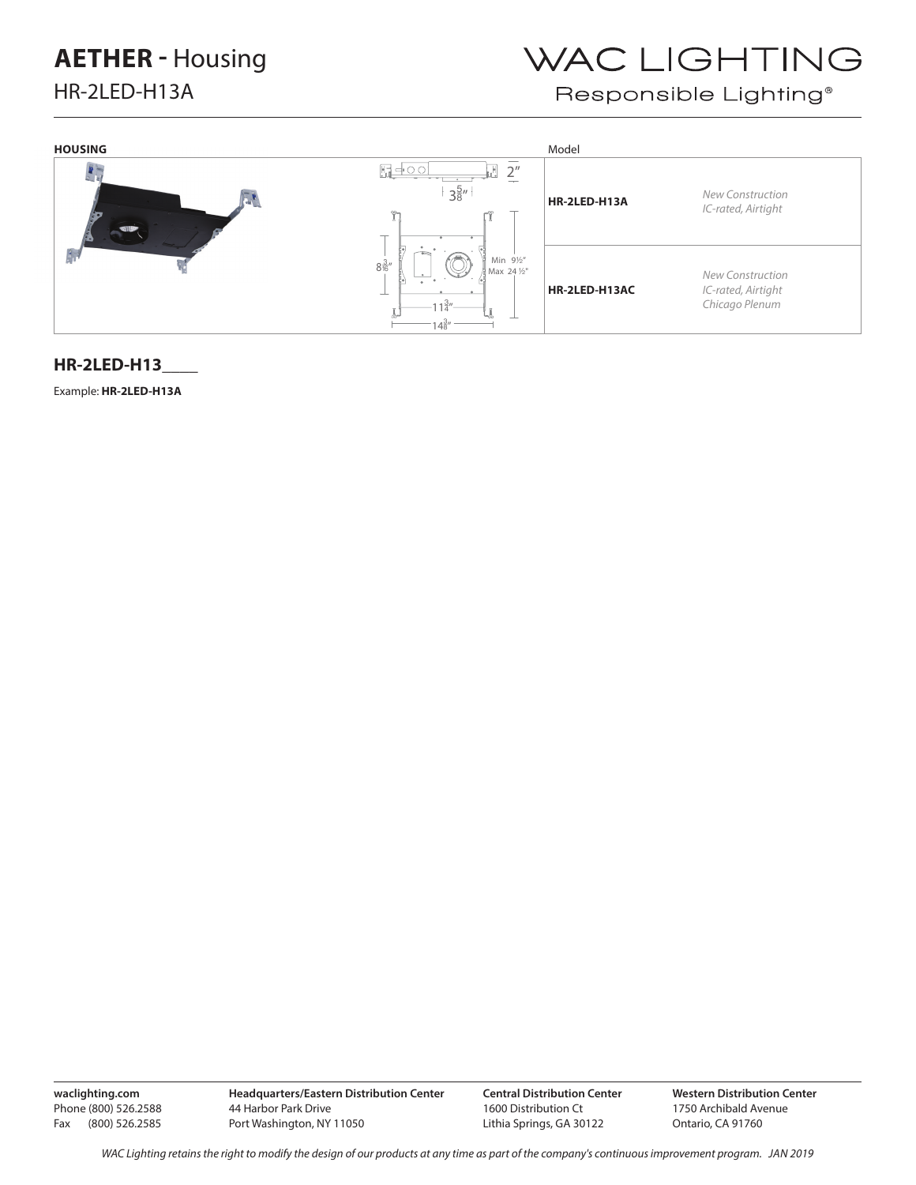# AETHER - Housing

HR-2LED-H13A

WAC LIGHTING

Responsible Lighting®

**HOUSING**

2″

$3\frac{5}{8}$″

$8\frac{3}{16}$″

Min 9½″
Max 24 ½″

$11\frac{3}{4}$″

$14\frac{3}{8}$″

| Model | |
|---|---|
| **HR-2LED-H13A** | *New Construction IC-rated, Airtight* |
| **HR-2LED-H13AC** | *New Construction IC-rated, Airtight Chicago Plenum* |

**HR-2LED-H13\_\_\_\_**

Example: **HR-2LED-H13A**

**waclighting.com**
Phone (800) 526.2588
Fax (800) 526.2585

**Headquarters/Eastern Distribution Center**
44 Harbor Park Drive
Port Washington, NY 11050

**Central Distribution Center**
1600 Distribution Ct
Lithia Springs, GA 30122

**Western Distribution Center**
1750 Archibald Avenue
Ontario, CA 91760

*WAC Lighting retains the right to modify the design of our products at any time as part of the company's continuous improvement program. JAN 2019*